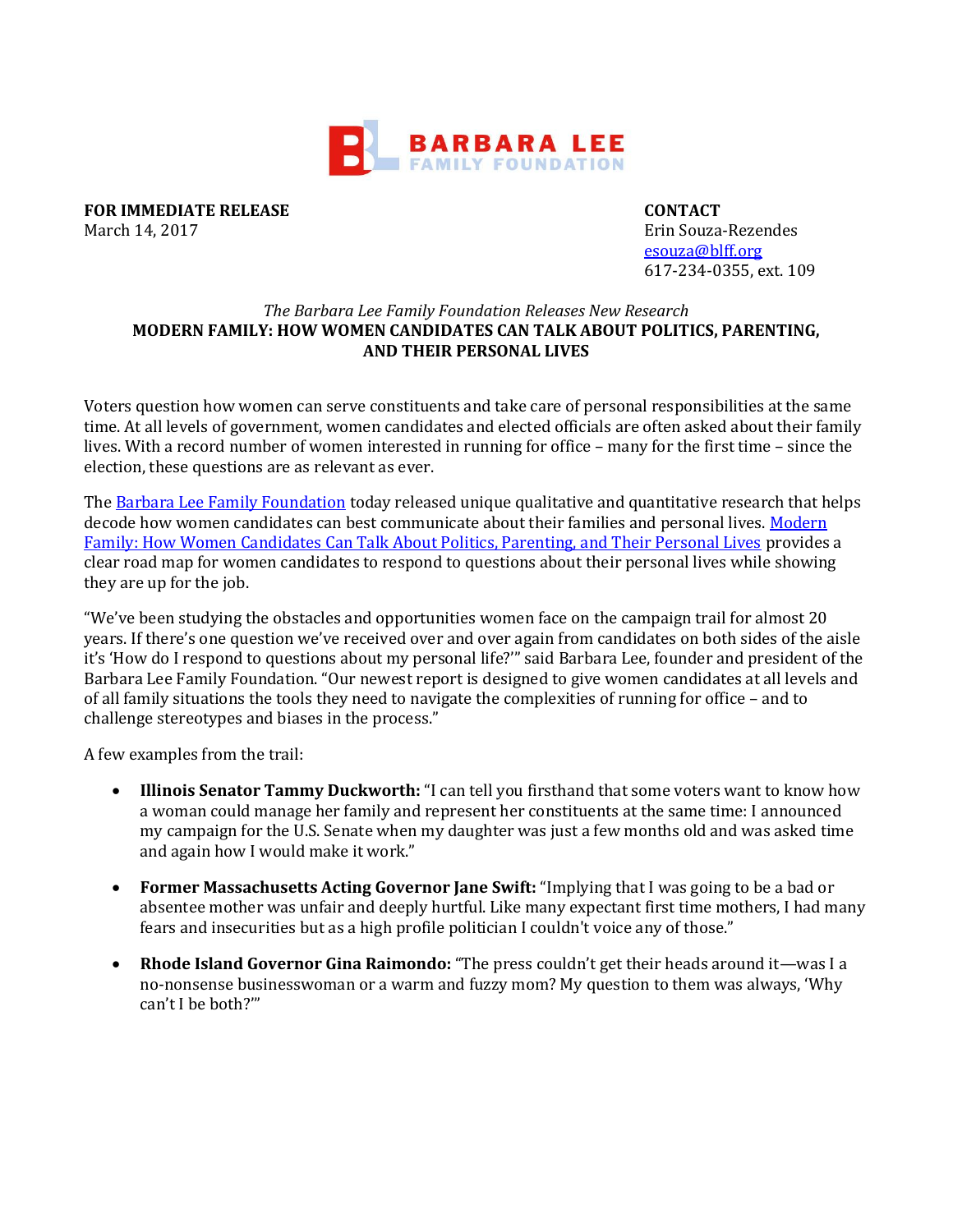BARBARA LEE
FAMILY FOUNDATION

**FOR IMMEDIATE RELEASE**
March 14, 2017

**CONTACT**
Erin Souza-Rezendes
esouza@blff.org
617-234-0355, ext. 109

*The Barbara Lee Family Foundation Releases New Research*

**MODERN FAMILY: HOW WOMEN CANDIDATES CAN TALK ABOUT POLITICS, PARENTING, AND THEIR PERSONAL LIVES**

Voters question how women can serve constituents and take care of personal responsibilities at the same time. At all levels of government, women candidates and elected officials are often asked about their family lives. With a record number of women interested in running for office – many for the first time – since the election, these questions are as relevant as ever.

The Barbara Lee Family Foundation today released unique qualitative and quantitative research that helps decode how women candidates can best communicate about their families and personal lives. Modern Family: How Women Candidates Can Talk About Politics, Parenting, and Their Personal Lives provides a clear road map for women candidates to respond to questions about their personal lives while showing they are up for the job.

"We've been studying the obstacles and opportunities women face on the campaign trail for almost 20 years. If there's one question we've received over and over again from candidates on both sides of the aisle it's 'How do I respond to questions about my personal life?'" said Barbara Lee, founder and president of the Barbara Lee Family Foundation. "Our newest report is designed to give women candidates at all levels and of all family situations the tools they need to navigate the complexities of running for office – and to challenge stereotypes and biases in the process."

A few examples from the trail:

- **Illinois Senator Tammy Duckworth:** "I can tell you firsthand that some voters want to know how a woman could manage her family and represent her constituents at the same time: I announced my campaign for the U.S. Senate when my daughter was just a few months old and was asked time and again how I would make it work."
- **Former Massachusetts Acting Governor Jane Swift:** "Implying that I was going to be a bad or absentee mother was unfair and deeply hurtful. Like many expectant first time mothers, I had many fears and insecurities but as a high profile politician I couldn't voice any of those."
- **Rhode Island Governor Gina Raimondo:** "The press couldn't get their heads around it—was I a no-nonsense businesswoman or a warm and fuzzy mom? My question to them was always, 'Why can't I be both?'"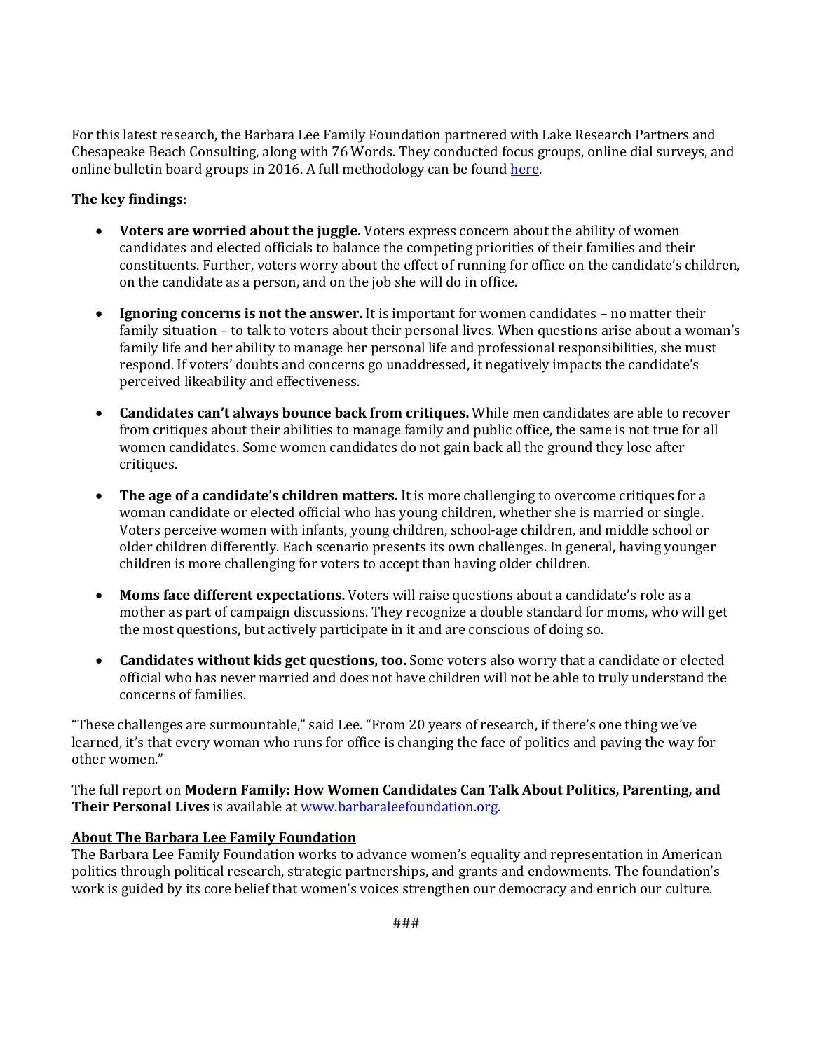For this latest research, the Barbara Lee Family Foundation partnered with Lake Research Partners and Chesapeake Beach Consulting, along with 76 Words. They conducted focus groups, online dial surveys, and online bulletin board groups in 2016. A full methodology can be found [here](#).

**The key findings:**

- **Voters are worried about the juggle.** Voters express concern about the ability of women candidates and elected officials to balance the competing priorities of their families and their constituents. Further, voters worry about the effect of running for office on the candidate's children, on the candidate as a person, and on the job she will do in office.

- **Ignoring concerns is not the answer.** It is important for women candidates – no matter their family situation – to talk to voters about their personal lives. When questions arise about a woman's family life and her ability to manage her personal life and professional responsibilities, she must respond. If voters' doubts and concerns go unaddressed, it negatively impacts the candidate's perceived likeability and effectiveness.

- **Candidates can't always bounce back from critiques.** While men candidates are able to recover from critiques about their abilities to manage family and public office, the same is not true for all women candidates. Some women candidates do not gain back all the ground they lose after critiques.

- **The age of a candidate's children matters.** It is more challenging to overcome critiques for a woman candidate or elected official who has young children, whether she is married or single. Voters perceive women with infants, young children, school-age children, and middle school or older children differently. Each scenario presents its own challenges. In general, having younger children is more challenging for voters to accept than having older children.

- **Moms face different expectations.** Voters will raise questions about a candidate's role as a mother as part of campaign discussions. They recognize a double standard for moms, who will get the most questions, but actively participate in it and are conscious of doing so.

- **Candidates without kids get questions, too.** Some voters also worry that a candidate or elected official who has never married and does not have children will not be able to truly understand the concerns of families.

"These challenges are surmountable," said Lee. "From 20 years of research, if there's one thing we've learned, it's that every woman who runs for office is changing the face of politics and paving the way for other women."

The full report on **Modern Family: How Women Candidates Can Talk About Politics, Parenting, and Their Personal Lives** is available at [www.barbaraleefoundation.org](http://www.barbaraleefoundation.org).

**About The Barbara Lee Family Foundation**

The Barbara Lee Family Foundation works to advance women's equality and representation in American politics through political research, strategic partnerships, and grants and endowments. The foundation's work is guided by its core belief that women's voices strengthen our democracy and enrich our culture.

###